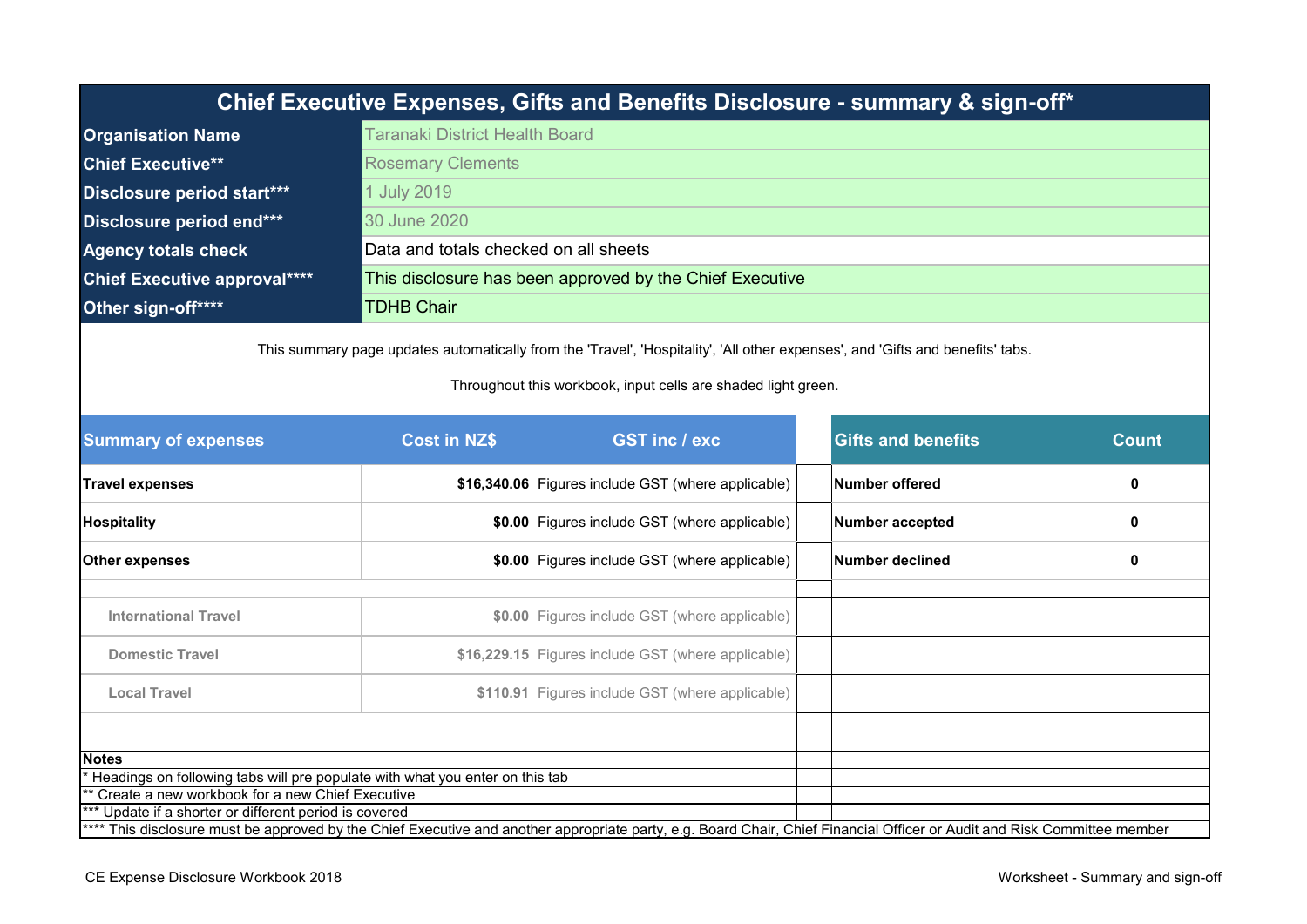# Chief Executive Expenses, Gifts and Benefits Disclosure - summary & sign-off*

| | |
|---|---|
| **Organisation Name** | Taranaki District Health Board |
| **Chief Executive**** | Rosemary Clements |
| **Disclosure period start***** | 1 July 2019 |
| **Disclosure period end***** | 30 June 2020 |
| **Agency totals check** | Data and totals checked on all sheets |
| **Chief Executive approval****** | This disclosure has been approved by the Chief Executive |
| **Other sign-off****** | TDHB Chair |

This summary page updates automatically from the 'Travel', 'Hospitality', 'All other expenses', and 'Gifts and benefits' tabs.

Throughout this workbook, input cells are shaded light green.

| Summary of expenses | Cost in NZ$ | GST inc / exc | | Gifts and benefits | Count |
|---|---|---|---|---|---|
| **Travel expenses** | **$16,340.06** | Figures include GST (where applicable) | | **Number offered** | **0** |
| **Hospitality** | **$0.00** | Figures include GST (where applicable) | | **Number accepted** | **0** |
| **Other expenses** | **$0.00** | Figures include GST (where applicable) | | **Number declined** | **0** |
| | | | | | |
| International Travel | $0.00 | Figures include GST (where applicable) | | | |
| Domestic Travel | $16,229.15 | Figures include GST (where applicable) | | | |
| Local Travel | $110.91 | Figures include GST (where applicable) | | | |

**Notes**

* Headings on following tabs will pre populate with what you enter on this tab

** Create a new workbook for a new Chief Executive

*** Update if a shorter or different period is covered

**** This disclosure must be approved by the Chief Executive and another appropriate party, e.g. Board Chair, Chief Financial Officer or Audit and Risk Committee member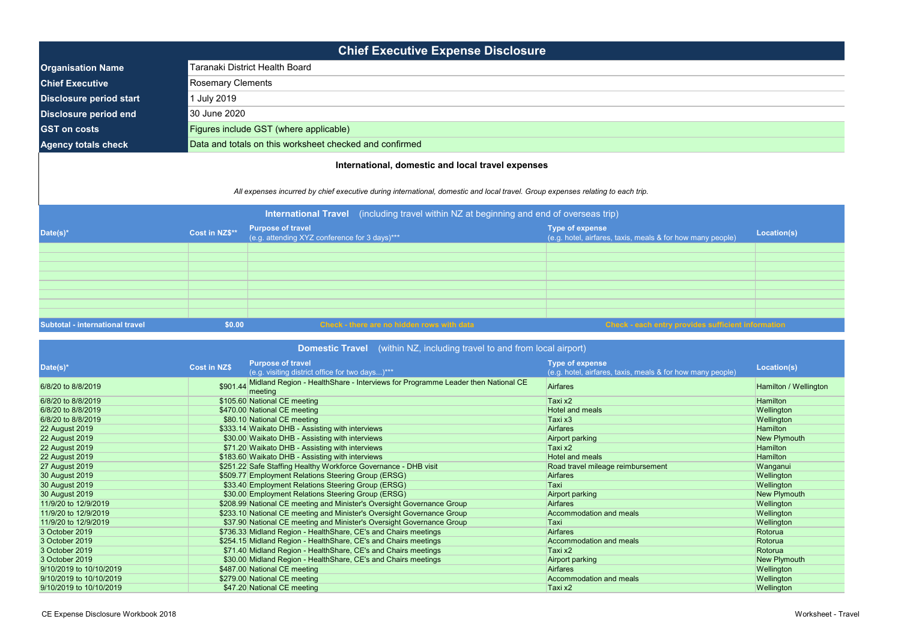# Chief Executive Expense Disclosure

| | |
|---|---|
| **Organisation Name** | Taranaki District Health Board |
| **Chief Executive** | Rosemary Clements |
| **Disclosure period start** | 1 July 2019 |
| **Disclosure period end** | 30 June 2020 |
| **GST on costs** | Figures include GST (where applicable) |
| **Agency totals check** | Data and totals on this worksheet checked and confirmed |

## International, domestic and local travel expenses

*All expenses incurred by chief executive during international, domestic and local travel. Group expenses relating to each trip.*

### International Travel (including travel within NZ at beginning and end of overseas trip)

| Date(s)* | Cost in NZ$** | Purpose of travel (e.g. attending XYZ conference for 3 days)*** | Type of expense (e.g. hotel, airfares, taxis, meals & for how many people) | Location(s) |
|---|---|---|---|---|
| | | | | |
| | | | | |
| | | | | |
| | | | | |
| | | | | |
| | | | | |
| | | | | |
| | | | | |
| **Subtotal - international travel** | **$0.00** | Check - there are no hidden rows with data | Check - each entry provides sufficient information | |

### Domestic Travel (within NZ, including travel to and from local airport)

| Date(s)* | Cost in NZ$ | Purpose of travel (e.g. visiting district office for two days...)*** | Type of expense (e.g. hotel, airfares, taxis, meals & for how many people) | Location(s) |
|---|---|---|---|---|
| 6/8/20 to 8/8/2019 | $901.44 | Midland Region - HealthShare - Interviews for Programme Leader then National CE meeting | Airfares | Hamilton / Wellington |
| 6/8/20 to 8/8/2019 | $105.60 | National CE meeting | Taxi x2 | Hamilton |
| 6/8/20 to 8/8/2019 | $470.00 | National CE meeting | Hotel and meals | Wellington |
| 6/8/20 to 8/8/2019 | $80.10 | National CE meeting | Taxi x3 | Wellington |
| 22 August 2019 | $333.14 | Waikato DHB - Assisting with interviews | Airfares | Hamilton |
| 22 August 2019 | $30.00 | Waikato DHB - Assisting with interviews | Airport parking | New Plymouth |
| 22 August 2019 | $71.20 | Waikato DHB - Assisting with interviews | Taxi x2 | Hamilton |
| 22 August 2019 | $183.60 | Waikato DHB - Assisting with interviews | Hotel and meals | Hamilton |
| 27 August 2019 | $251.22 | Safe Staffing Healthy Workforce Governance - DHB visit | Road travel mileage reimbursement | Wanganui |
| 30 August 2019 | $509.77 | Employment Relations Steering Group (ERSG) | Airfares | Wellington |
| 30 August 2019 | $33.40 | Employment Relations Steering Group (ERSG) | Taxi | Wellington |
| 30 August 2019 | $30.00 | Employment Relations Steering Group (ERSG) | Airport parking | New Plymouth |
| 11/9/20 to 12/9/2019 | $208.99 | National CE meeting and Minister's Oversight Governance Group | Airfares | Wellington |
| 11/9/20 to 12/9/2019 | $233.10 | National CE meeting and Minister's Oversight Governance Group | Accommodation and meals | Wellington |
| 11/9/20 to 12/9/2019 | $37.90 | National CE meeting and Minister's Oversight Governance Group | Taxi | Wellington |
| 3 October 2019 | $736.33 | Midland Region - HealthShare, CE's and Chairs meetings | Airfares | Rotorua |
| 3 October 2019 | $254.15 | Midland Region - HealthShare, CE's and Chairs meetings | Accommodation and meals | Rotorua |
| 3 October 2019 | $71.40 | Midland Region - HealthShare, CE's and Chairs meetings | Taxi x2 | Rotorua |
| 3 October 2019 | $30.00 | Midland Region - HealthShare, CE's and Chairs meetings | Airport parking | New Plymouth |
| 9/10/2019 to 10/10/2019 | $487.00 | National CE meeting | Airfares | Wellington |
| 9/10/2019 to 10/10/2019 | $279.00 | National CE meeting | Accommodation and meals | Wellington |
| 9/10/2019 to 10/10/2019 | $47.20 | National CE meeting | Taxi x2 | Wellington |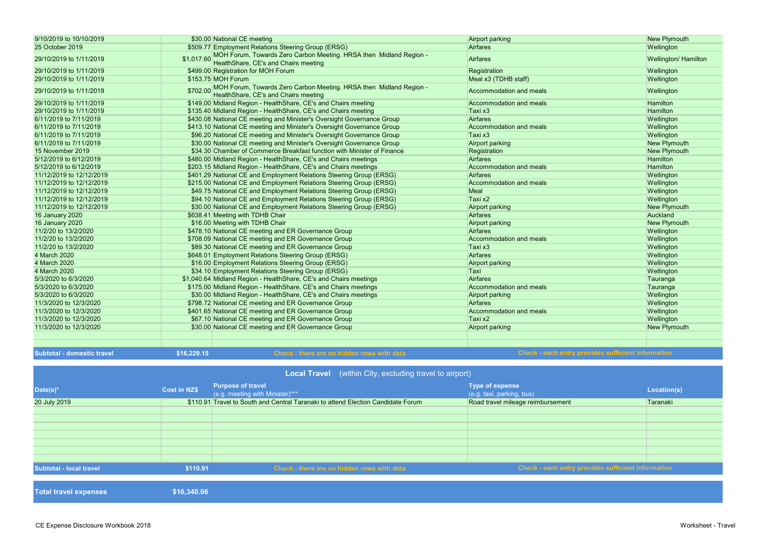| | | | | |
|---|---|---|---|---|
| 9/10/2019 to 10/10/2019 | $30.00 | National CE meeting | Airport parking | New Plymouth |
| 25 October 2019 | $509.77 | Employment Relations Steering Group (ERSG) | Airfares | Wellington |
| 29/10/2019 to 1/11/2019 | $1,017.60 | MOH Forum, Towards Zero Carbon Meeting. HRSA then Midland Region - HealthShare, CE's and Chairs meeting | Airfares | Wellington/ Hamilton |
| 29/10/2019 to 1/11/2019 | $499.00 | Registration for MOH Forum | Registration | Wellington |
| 29/10/2019 to 1/11/2019 | $153.75 | MOH Forum | Meal x3 (TDHB staff) | Wellington |
| 29/10/2019 to 1/11/2019 | $702.00 | MOH Forum, Towards Zero Carbon Meeting. HRSA then Midland Region - HealthShare, CE's and Chairs meeting | Accommodation and meals | Wellington |
| 29/10/2019 to 1/11/2019 | $149.00 | Midland Region - HealthShare, CE's and Chairs meeting | Accommodation and meals | Hamilton |
| 29/10/2019 to 1/11/2019 | $135.40 | Midland Region - HealthShare, CE's and Chairs meeting | Taxi x3 | Hamilton |
| 6/11/2019 to 7/11/2019 | $430.08 | National CE meeting and Minister's Oversight Governance Group | Airfares | Wellington |
| 6/11/2019 to 7/11/2019 | $413.10 | National CE meeting and Minister's Oversight Governance Group | Accommodation and meals | Wellington |
| 6/11/2019 to 7/11/2019 | $96.20 | National CE meeting and Minister's Oversight Governance Group | Taxi x3 | Wellington |
| 6/11/2019 to 7/11/2019 | $30.00 | National CE meeting and Minister's Oversight Governance Group | Airport parking | New Plymouth |
| 15 November 2019 | $34.30 | Chamber of Commerce Breakfast function with Minister of Finance | Registration | New Plymouth |
| 5/12/2019 to 6/12/2019 | $480.00 | Midland Region - HealthShare, CE's and Chairs meetings | Airfares | Hamilton |
| 5/12/2019 to 6/12/2019 | $203.15 | Midland Region - HealthShare, CE's and Chairs meetings | Accommodation and meals | Hamilton |
| 11/12/2019 to 12/12/2019 | $401.29 | National CE and Employment Relations Steering Group (ERSG) | Airfares | Wellington |
| 11/12/2019 to 12/12/2019 | $215.00 | National CE and Employment Relations Steering Group (ERSG) | Accommodation and meals | Wellington |
| 11/12/2019 to 12/12/2019 | $49.75 | National CE and Employment Relations Steering Group (ERSG) | Meal | Wellington |
| 11/12/2019 to 12/12/2019 | $94.10 | National CE and Employment Relations Steering Group (ERSG) | Taxi x2 | Wellington |
| 11/12/2019 to 12/12/2019 | $30.00 | National CE and Employment Relations Steering Group (ERSG) | Airport parking | New Plymouth |
| 16 January 2020 | $638.41 | Meeting with TDHB Chair | Airfares | Auckland |
| 16 January 2020 | $16.00 | Meeting with TDHB Chair | Airport parking | New Plymouth |
| 11/2/20 to 13/2/2020 | $478.10 | National CE meeting and ER Governance Group | Airfares | Wellington |
| 11/2/20 to 13/2/2020 | $708.09 | National CE meeting and ER Governance Group | Accommodation and meals | Wellington |
| 11/2/20 to 13/2/2020 | $89.30 | National CE meeting and ER Governance Group | Taxi x3 | Wellington |
| 4 March 2020 | $648.01 | Employment Relations Steering Group (ERSG) | Airfares | Wellington |
| 4 March 2020 | $16.00 | Employment Relations Steering Group (ERSG) | Airport parking | Wellington |
| 4 March 2020 | $34.10 | Employment Relations Steering Group (ERSG) | Taxi | Wellington |
| 5/3/2020 to 6/3/2020 | $1,040.64 | Midland Region - HealthShare, CE's and Chairs meetings | Airfares | Tauranga |
| 5/3/2020 to 6/3/2020 | $175.00 | Midland Region - HealthShare, CE's and Chairs meetings | Accommodation and meals | Tauranga |
| 5/3/2020 to 6/3/2020 | $30.00 | Midland Region - HealthShare, CE's and Chairs meetings | Airport parking | Wellington |
| 11/3/2020 to 12/3/2020 | $798.72 | National CE meeting and ER Governance Group | Airfares | Wellington |
| 11/3/2020 to 12/3/2020 | $401.65 | National CE meeting and ER Governance Group | Accommodation and meals | Wellington |
| 11/3/2020 to 12/3/2020 | $67.10 | National CE meeting and ER Governance Group | Taxi x2 | Wellington |
| 11/3/2020 to 12/3/2020 | $30.00 | National CE meeting and ER Governance Group | Airport parking | New Plymouth |
| | | | | |
| | | | | |
| **Subtotal - domestic travel** | **$16,229.15** | **Check - there are no hidden rows with data** | **Check - each entry provides sufficient information** | |

## Local Travel (within City, excluding travel to airport)

| Date(s)* | Cost in NZ$ | Purpose of travel (e.g. meeting with Minister)*** | Type of expense (e.g. taxi, parking, bus) | Location(s) |
|---|---|---|---|---|
| 20 July 2019 | $110.91 | Travel to South and Central Taranaki to attend Election Candidate Forum | Road travel mileage reimbursement | Taranaki |
| | | | | |
| | | | | |
| | | | | |
| | | | | |
| | | | | |
| | | | | |
| | | | | |
| **Subtotal - local travel** | **$110.91** | **Check - there are no hidden rows with data** | **Check - each entry provides sufficient information** | |

| | |
|---|---|
| **Total travel expenses** | **$16,340.06** |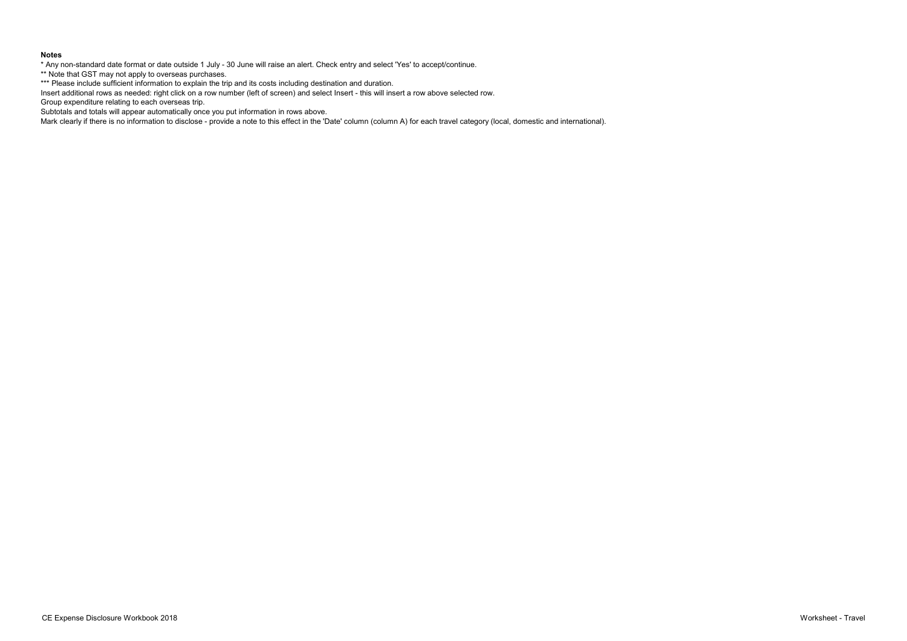**Notes**

* Any non-standard date format or date outside 1 July - 30 June will raise an alert. Check entry and select 'Yes' to accept/continue.

** Note that GST may not apply to overseas purchases.

*** Please include sufficient information to explain the trip and its costs including destination and duration.

Insert additional rows as needed: right click on a row number (left of screen) and select Insert - this will insert a row above selected row.

Group expenditure relating to each overseas trip.

Subtotals and totals will appear automatically once you put information in rows above.

Mark clearly if there is no information to disclose - provide a note to this effect in the 'Date' column (column A) for each travel category (local, domestic and international).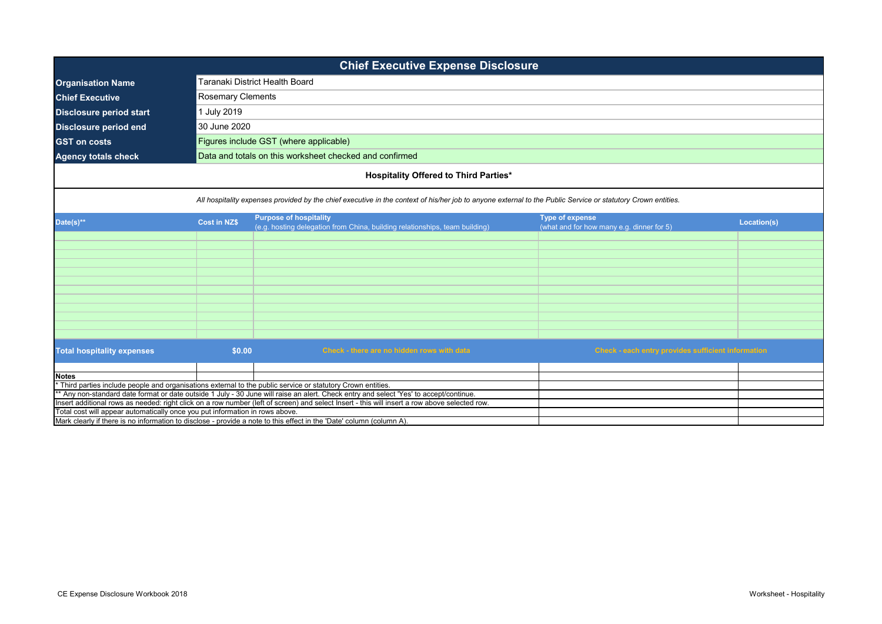# Chief Executive Expense Disclosure

| | |
|---|---|
| **Organisation Name** | Taranaki District Health Board |
| **Chief Executive** | Rosemary Clements |
| **Disclosure period start** | 1 July 2019 |
| **Disclosure period end** | 30 June 2020 |
| **GST on costs** | Figures include GST (where applicable) |
| **Agency totals check** | Data and totals on this worksheet checked and confirmed |

## Hospitality Offered to Third Parties*

*All hospitality expenses provided by the chief executive in the context of his/her job to anyone external to the Public Service or statutory Crown entities.*

| Date(s)** | Cost in NZ$ | Purpose of hospitality (e.g. hosting delegation from China, building relationships, team building) | Type of expense (what and for how many e.g. dinner for 5) | Location(s) |
|---|---|---|---|---|
| | | | | |
| | | | | |
| | | | | |
| | | | | |
| | | | | |
| | | | | |
| | | | | |
| | | | | |
| | | | | |
| | | | | |
| | | | | |
| | | | | |
| **Total hospitality expenses** | **$0.00** | Check - there are no hidden rows with data | Check - each entry provides sufficient information | |

**Notes**

* Third parties include people and organisations external to the public service or statutory Crown entities.

** Any non-standard date format or date outside 1 July - 30 June will raise an alert. Check entry and select 'Yes' to accept/continue.

Insert additional rows as needed: right click on a row number (left of screen) and select Insert - this will insert a row above selected row.

Total cost will appear automatically once you put information in rows above.

Mark clearly if there is no information to disclose - provide a note to this effect in the 'Date' column (column A).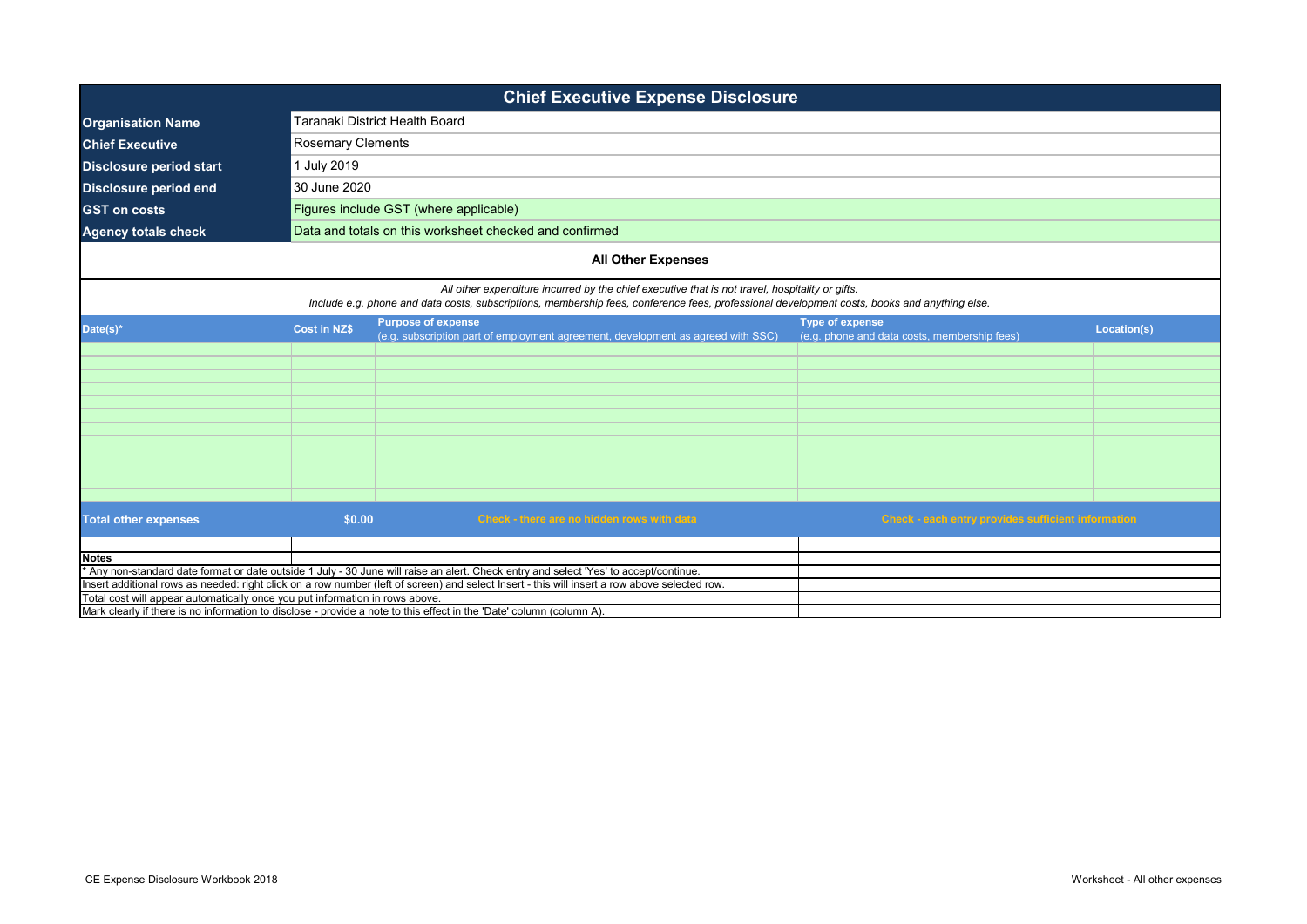# Chief Executive Expense Disclosure

| | |
|---|---|
| **Organisation Name** | Taranaki District Health Board |
| **Chief Executive** | Rosemary Clements |
| **Disclosure period start** | 1 July 2019 |
| **Disclosure period end** | 30 June 2020 |
| **GST on costs** | Figures include GST (where applicable) |
| **Agency totals check** | Data and totals on this worksheet checked and confirmed |

## All Other Expenses

*All other expenditure incurred by the chief executive that is not travel, hospitality or gifts.*
*Include e.g. phone and data costs, subscriptions, membership fees, conference fees, professional development costs, books and anything else.*

| Date(s)* | Cost in NZ$ | Purpose of expense (e.g. subscription part of employment agreement, development as agreed with SSC) | Type of expense (e.g. phone and data costs, membership fees) | Location(s) |
|---|---|---|---|---|
| | | | | |
| | | | | |
| | | | | |
| | | | | |
| | | | | |
| | | | | |
| | | | | |
| | | | | |
| | | | | |
| | | | | |
| | | | | |
| | | | | |
| **Total other expenses** | **$0.00** | Check - there are no hidden rows with data | Check - each entry provides sufficient information | |

**Notes**

* Any non-standard date format or date outside 1 July - 30 June will raise an alert. Check entry and select 'Yes' to accept/continue.

Insert additional rows as needed: right click on a row number (left of screen) and select Insert - this will insert a row above selected row.

Total cost will appear automatically once you put information in rows above.

Mark clearly if there is no information to disclose - provide a note to this effect in the 'Date' column (column A).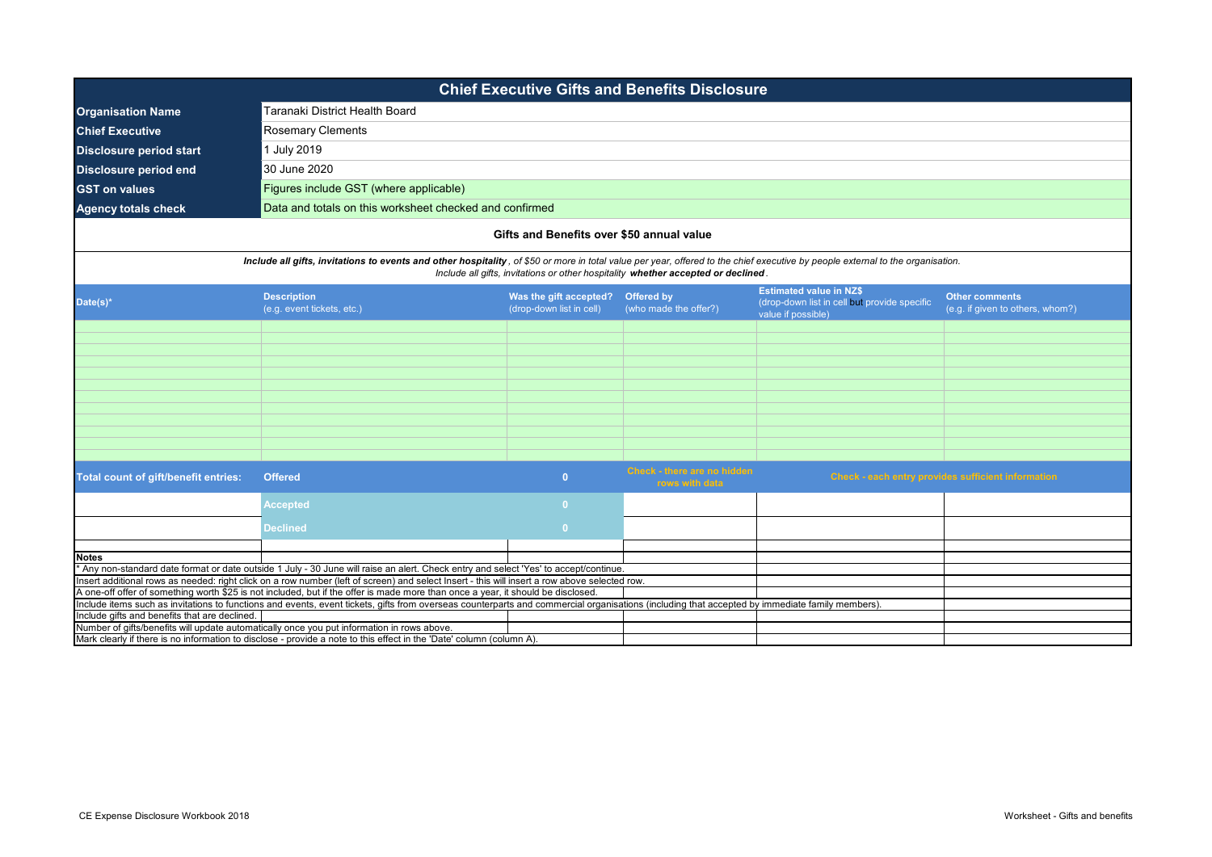# Chief Executive Gifts and Benefits Disclosure

| | |
|---|---|
| **Organisation Name** | Taranaki District Health Board |
| **Chief Executive** | Rosemary Clements |
| **Disclosure period start** | 1 July 2019 |
| **Disclosure period end** | 30 June 2020 |
| **GST on values** | Figures include GST (where applicable) |
| **Agency totals check** | Data and totals on this worksheet checked and confirmed |

## Gifts and Benefits over $50 annual value

***Include all gifts, invitations to events and other hospitality**, of $50 or more in total value per year, offered to the chief executive by people external to the organisation.*
*Include all gifts, invitations or other hospitality **whether accepted or declined**.*

| Date(s)* | Description (e.g. event tickets, etc.) | Was the gift accepted? (drop-down list in cell) | Offered by (who made the offer?) | Estimated value in NZ$ (drop-down list in cell but provide specific value if possible) | Other comments (e.g. if given to others, whom?) |
|---|---|---|---|---|---|
| | | | | | |
| **Total count of gift/benefit entries:** | **Offered** | 0 | Check - there are no hidden rows with data | Check - each entry provides sufficient information | |
| | **Accepted** | 0 | | | |
| | **Declined** | 0 | | | |

**Notes**

* Any non-standard date format or date outside 1 July - 30 June will raise an alert. Check entry and select 'Yes' to accept/continue.

Insert additional rows as needed: right click on a row number (left of screen) and select Insert - this will insert a row above selected row.

A one-off offer of something worth $25 is not included, but if the offer is made more than once a year, it should be disclosed.

Include items such as invitations to functions and events, event tickets, gifts from overseas counterparts and commercial organisations (including that accepted by immediate family members).

Include gifts and benefits that are declined.

Number of gifts/benefits will update automatically once you put information in rows above.

Mark clearly if there is no information to disclose - provide a note to this effect in the 'Date' column (column A).